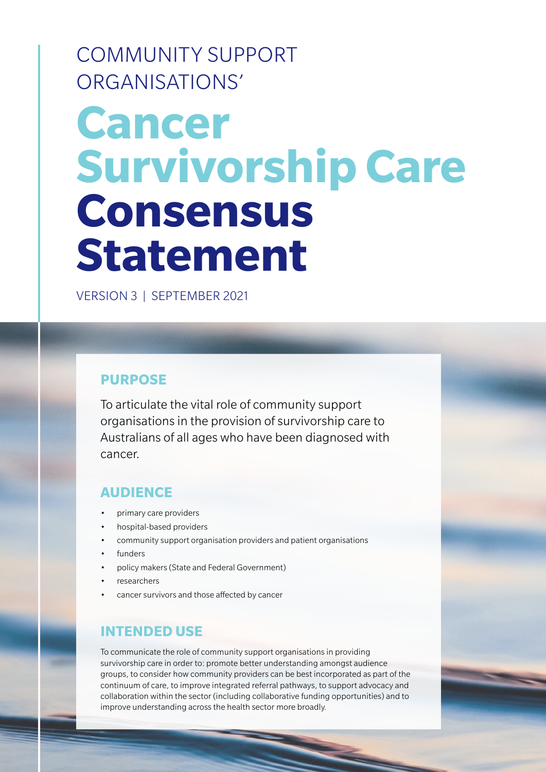COMMUNITY SUPPORT ORGANISATIONS'

# Cancer Survivorship Care Consensus Statement

VERSION 3 | SEPTEMBER 2021

## PURPOSE

To articulate the vital role of community support organisations in the provision of survivorship care to Australians of all ages who have been diagnosed with cancer.

## AUDIENCE

- primary care providers
- hospital-based providers
- community support organisation providers and patient organisations
- funders
- policy makers (State and Federal Government)
- researchers
- cancer survivors and those affected by cancer

## INTENDED USE

To communicate the role of community support organisations in providing survivorship care in order to: promote better understanding amongst audience groups, to consider how community providers can be best incorporated as part of the continuum of care, to improve integrated referral pathways, to support advocacy and collaboration within the sector (including collaborative funding opportunities) and to improve understanding across the health sector more broadly.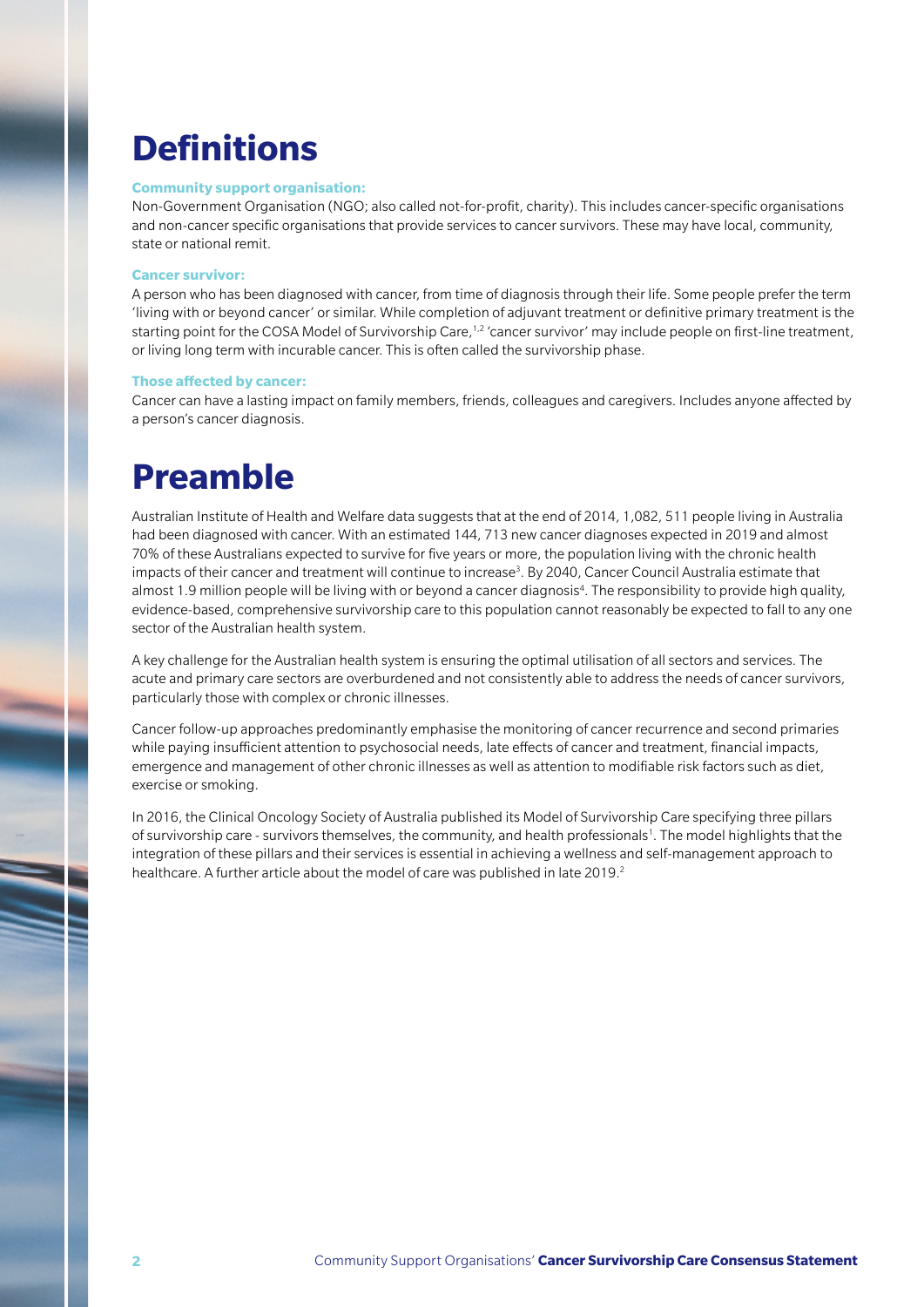# Definitions

**Community support organisation:**

Non-Government Organisation (NGO; also called not-for-profit, charity). This includes cancer-specific organisations and non-cancer specific organisations that provide services to cancer survivors. These may have local, community, state or national remit.

**Cancer survivor:**

A person who has been diagnosed with cancer, from time of diagnosis through their life. Some people prefer the term 'living with or beyond cancer' or similar. While completion of adjuvant treatment or definitive primary treatment is the starting point for the COSA Model of Survivorship Care,[1,2] 'cancer survivor' may include people on first-line treatment, or living long term with incurable cancer. This is often called the survivorship phase.

**Those affected by cancer:**

Cancer can have a lasting impact on family members, friends, colleagues and caregivers. Includes anyone affected by a person's cancer diagnosis.

# Preamble

Australian Institute of Health and Welfare data suggests that at the end of 2014, 1,082, 511 people living in Australia had been diagnosed with cancer. With an estimated 144, 713 new cancer diagnoses expected in 2019 and almost 70% of these Australians expected to survive for five years or more, the population living with the chronic health impacts of their cancer and treatment will continue to increase[3]. By 2040, Cancer Council Australia estimate that almost 1.9 million people will be living with or beyond a cancer diagnosis[4]. The responsibility to provide high quality, evidence-based, comprehensive survivorship care to this population cannot reasonably be expected to fall to any one sector of the Australian health system.

A key challenge for the Australian health system is ensuring the optimal utilisation of all sectors and services. The acute and primary care sectors are overburdened and not consistently able to address the needs of cancer survivors, particularly those with complex or chronic illnesses.

Cancer follow-up approaches predominantly emphasise the monitoring of cancer recurrence and second primaries while paying insufficient attention to psychosocial needs, late effects of cancer and treatment, financial impacts, emergence and management of other chronic illnesses as well as attention to modifiable risk factors such as diet, exercise or smoking.

In 2016, the Clinical Oncology Society of Australia published its Model of Survivorship Care specifying three pillars of survivorship care - survivors themselves, the community, and health professionals[1]. The model highlights that the integration of these pillars and their services is essential in achieving a wellness and self-management approach to healthcare. A further article about the model of care was published in late 2019.[2]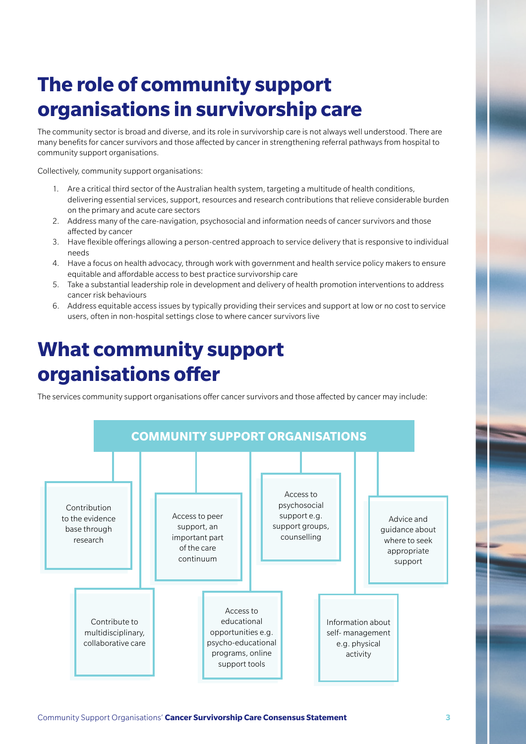# The role of community support organisations in survivorship care

The community sector is broad and diverse, and its role in survivorship care is not always well understood. There are many benefits for cancer survivors and those affected by cancer in strengthening referral pathways from hospital to community support organisations.

Collectively, community support organisations:

1. Are a critical third sector of the Australian health system, targeting a multitude of health conditions, delivering essential services, support, resources and research contributions that relieve considerable burden on the primary and acute care sectors
2. Address many of the care-navigation, psychosocial and information needs of cancer survivors and those affected by cancer
3. Have flexible offerings allowing a person-centred approach to service delivery that is responsive to individual needs
4. Have a focus on health advocacy, through work with government and health service policy makers to ensure equitable and affordable access to best practice survivorship care
5. Take a substantial leadership role in development and delivery of health promotion interventions to address cancer risk behaviours
6. Address equitable access issues by typically providing their services and support at low or no cost to service users, often in non-hospital settings close to where cancer survivors live

# What community support organisations offer

The services community support organisations offer cancer survivors and those affected by cancer may include:

**COMMUNITY SUPPORT ORGANISATIONS**

- Contribution to the evidence base through research
- Contribute to multidisciplinary, collaborative care
- Access to peer support, an important part of the care continuum
- Access to educational opportunities e.g. psycho-educational programs, online support tools
- Access to psychosocial support e.g. support groups, counselling
- Information about self- management e.g. physical activity
- Advice and guidance about where to seek appropriate support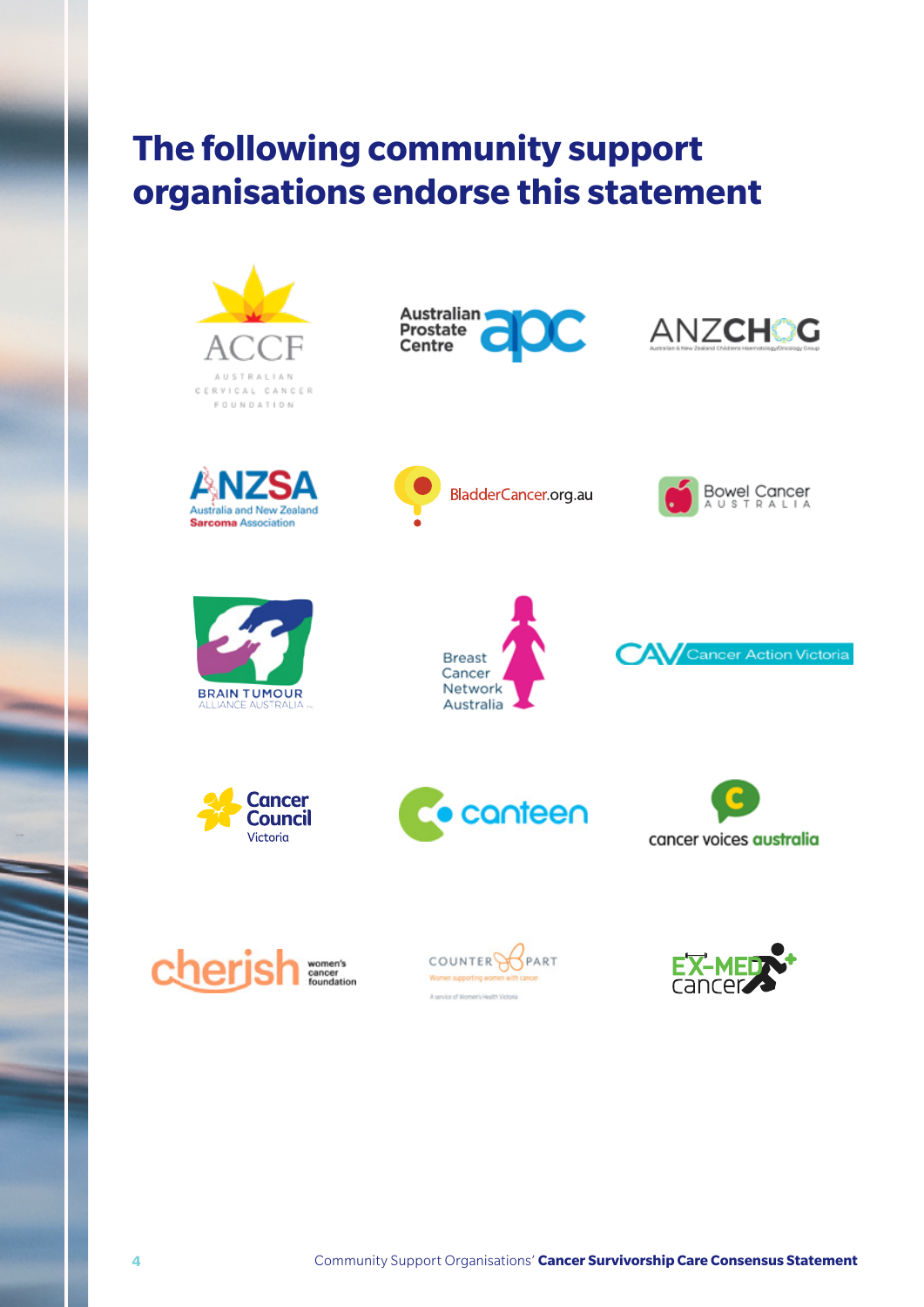# The following community support organisations endorse this statement

- ACCF Australian Cervical Cancer Foundation
- Australian Prostate Centre apc
- ANZCHOG Australian & New Zealand Children's Haematology/Oncology Group
- ANZSA Australia and New Zealand Sarcoma Association
- BladderCancer.org.au
- Bowel Cancer Australia
- Brain Tumour Alliance Australia
- Breast Cancer Network Australia
- CAV Cancer Action Victoria
- Cancer Council Victoria
- canteen
- cancer voices australia
- cherish women's cancer foundation
- COUNTERPART Women supporting women with cancer. A service of Women's Health Victoria
- EX-MED cancer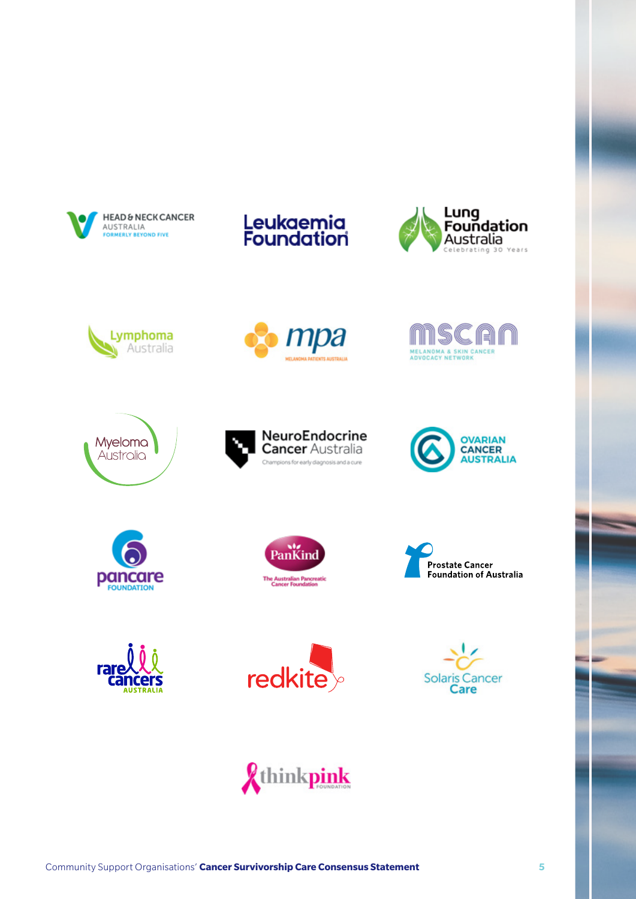HEAD & NECK CANCER AUSTRALIA
FORMERLY BEYOND FIVE

Leukaemia Foundation

Lung Foundation Australia
Celebrating 30 Years

Lymphoma Australia

mpa
MELANOMA PATIENTS AUSTRALIA

MSCAN
MELANOMA & SKIN CANCER ADVOCACY NETWORK

Myeloma Australia

NeuroEndocrine Cancer Australia
Champions for early diagnosis and a cure

OVARIAN CANCER AUSTRALIA

pancare FOUNDATION

PanKind
The Australian Pancreatic Cancer Foundation

Prostate Cancer Foundation of Australia

rare cancers AUSTRALIA

redkite

Solaris Cancer Care

thinkpink FOUNDATION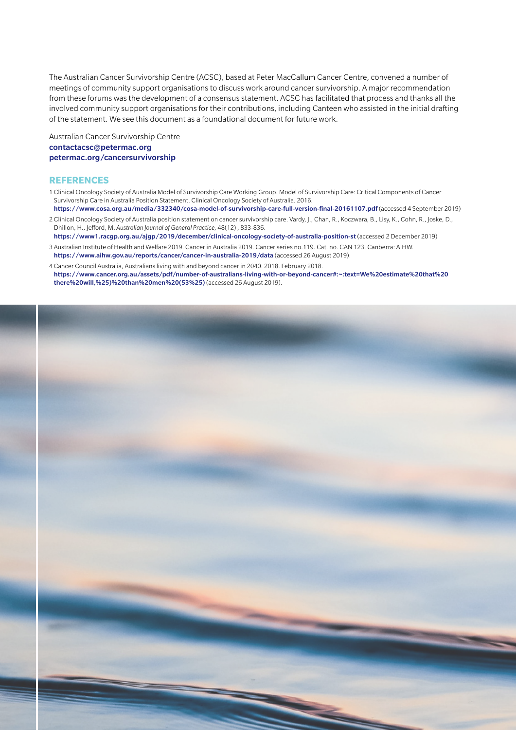The Australian Cancer Survivorship Centre (ACSC), based at Peter MacCallum Cancer Centre, convened a number of meetings of community support organisations to discuss work around cancer survivorship. A major recommendation from these forums was the development of a consensus statement. ACSC has facilitated that process and thanks all the involved community support organisations for their contributions, including Canteen who assisted in the initial drafting of the statement. We see this document as a foundational document for future work.

Australian Cancer Survivorship Centre
**contactacsc@petermac.org**
**petermac.org/cancersurvivorship**

## REFERENCES

1 Clinical Oncology Society of Australia Model of Survivorship Care Working Group. Model of Survivorship Care: Critical Components of Cancer Survivorship Care in Australia Position Statement. Clinical Oncology Society of Australia. 2016.
**https://www.cosa.org.au/media/332340/cosa-model-of-survivorship-care-full-version-final-20161107.pdf** (accessed 4 September 2019)

2 Clinical Oncology Society of Australia position statement on cancer survivorship care. Vardy, J., Chan, R., Koczwara, B., Lisy, K., Cohn, R., Joske, D., Dhillon, H., Jefford, M. *Australian Journal of General Practice*, 48(12) , 833-836.
**https://www1.racgp.org.au/ajgp/2019/december/clinical-oncology-society-of-australia-position-st** (accessed 2 December 2019)

3 Australian Institute of Health and Welfare 2019. Cancer in Australia 2019. Cancer series no.119. Cat. no. CAN 123. Canberra: AIHW.
**https://www.aihw.gov.au/reports/cancer/cancer-in-australia-2019/data** (accessed 26 August 2019).

4 Cancer Council Australia, Australians living with and beyond cancer in 2040. 2018. February 2018.
**https://www.cancer.org.au/assets/pdf/number-of-australians-living-with-or-beyond-cancer#:~:text=We%20estimate%20that%20there%20will,%25)%20than%20men%20(53%25)** (accessed 26 August 2019).